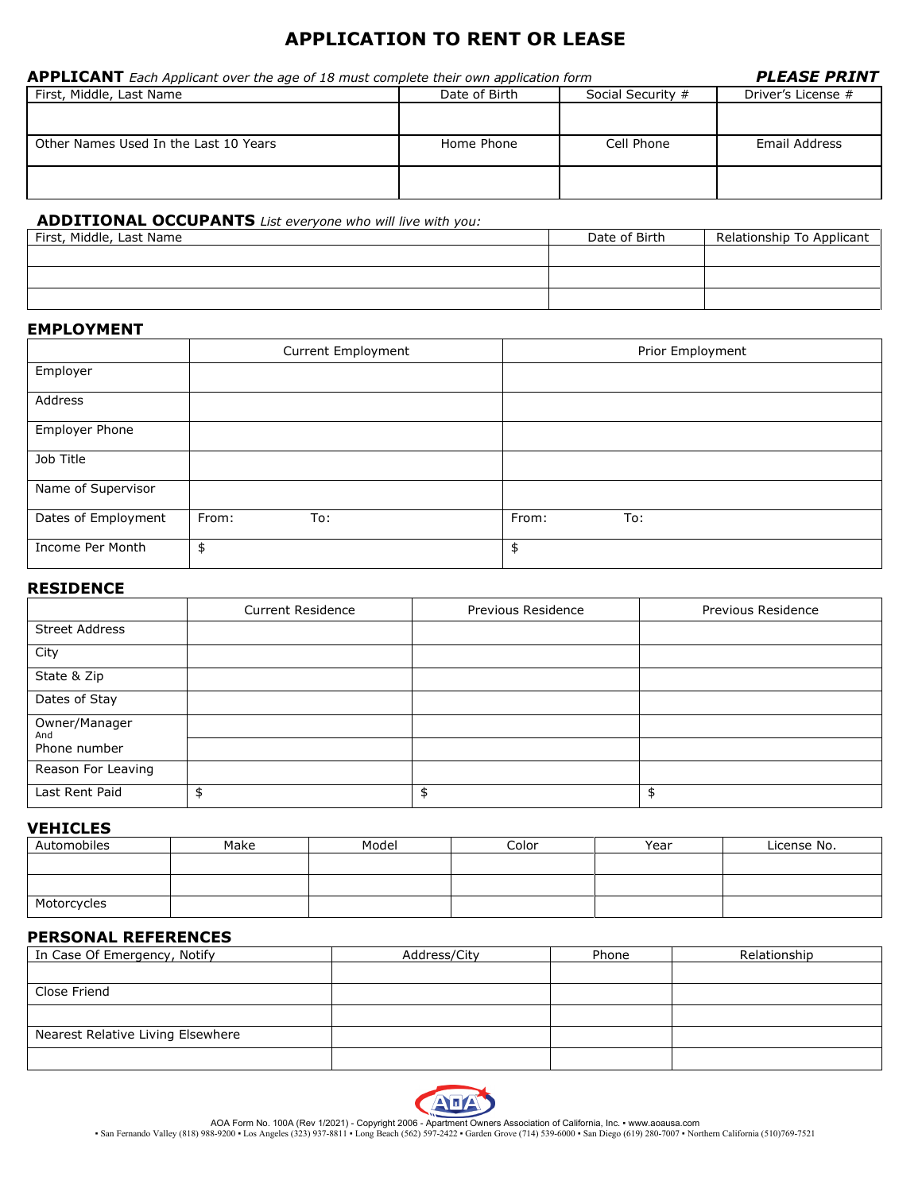# APPLICATION TO RENT OR LEASE

**APPLICANT** *Each Applicant over the age of 18 must complete their own application form* ***PLEASE PRINT***

| First, Middle, Last Name | Date of Birth | Social Security # | Driver's License # |
|---|---|---|---|
| | | | |
| Other Names Used In the Last 10 Years | Home Phone | Cell Phone | Email Address |
| | | | |

**ADDITIONAL OCCUPANTS** *List everyone who will live with you:*

| First, Middle, Last Name | Date of Birth | Relationship To Applicant |
|---|---|---|
| | | |
| | | |
| | | |

## EMPLOYMENT

| | Current Employment | Prior Employment |
|---|---|---|
| Employer | | |
| Address | | |
| Employer Phone | | |
| Job Title | | |
| Name of Supervisor | | |
| Dates of Employment | From: To: | From: To: |
| Income Per Month | $ | $ |

## RESIDENCE

| | Current Residence | Previous Residence | Previous Residence |
|---|---|---|---|
| Street Address | | | |
| City | | | |
| State & Zip | | | |
| Dates of Stay | | | |
| Owner/Manager And Phone number | | | |
| | | | |
| Reason For Leaving | | | |
| Last Rent Paid | $ | $ | $ |

## VEHICLES

| Automobiles | Make | Model | Color | Year | License No. |
|---|---|---|---|---|---|
| | | | | | |
| | | | | | |
| Motorcycles | | | | | |

## PERSONAL REFERENCES

| In Case Of Emergency, Notify | Address/City | Phone | Relationship |
|---|---|---|---|
| | | | |
| Close Friend | | | |
| | | | |
| Nearest Relative Living Elsewhere | | | |
| | | | |

AOA Form No. 100A (Rev 1/2021) - Copyright 2006 - Apartment Owners Association of California, Inc. • www.aoausa.com
• San Fernando Valley (818) 988-9200 • Los Angeles (323) 937-8811 • Long Beach (562) 597-2422 • Garden Grove (714) 539-6000 • San Diego (619) 280-7007 • Northern California (510)769-7521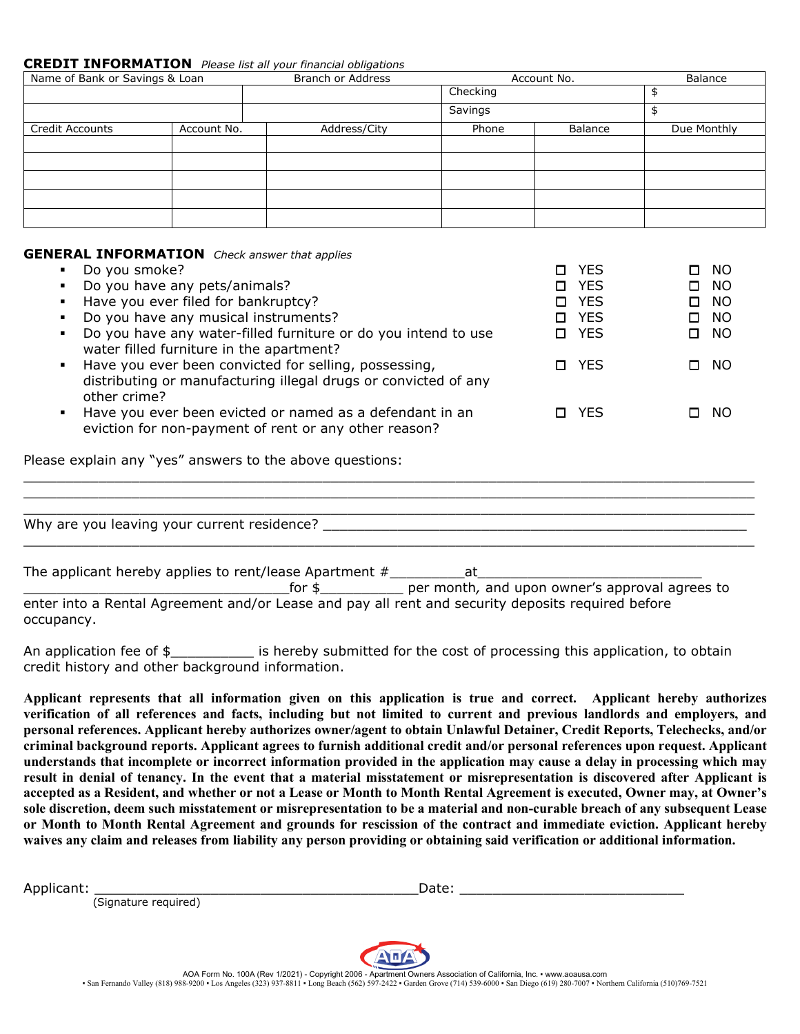**CREDIT INFORMATION** *Please list all your financial obligations*

| Name of Bank or Savings & Loan | Branch or Address | Account No. | Balance |
|---|---|---|---|
| | | Checking | $ |
| | | Savings | $ |

| Credit Accounts | Account No. | Address/City | Phone | Balance | Due Monthly |
|---|---|---|---|---|---|
| | | | | | |
| | | | | | |
| | | | | | |
| | | | | | |
| | | | | | |

**GENERAL INFORMATION** *Check answer that applies*

- Do you smoke? ☐ YES ☐ NO
- Do you have any pets/animals? ☐ YES ☐ NO
- Have you ever filed for bankruptcy? ☐ YES ☐ NO
- Do you have any musical instruments? ☐ YES ☐ NO
- Do you have any water-filled furniture or do you intend to use water filled furniture in the apartment? ☐ YES ☐ NO
- Have you ever been convicted for selling, possessing, distributing or manufacturing illegal drugs or convicted of any other crime? ☐ YES ☐ NO
- Have you ever been evicted or named as a defendant in an eviction for non-payment of rent or any other reason? ☐ YES ☐ NO

Please explain any "yes" answers to the above questions:

______________________________________________________________________________

______________________________________________________________________________

______________________________________________________________________________

Why are you leaving your current residence? ___________________________________________________

______________________________________________________________________________

The applicant hereby applies to rent/lease Apartment #_________at___________________________ _________________________________for $__________ per month, and upon owner's approval agrees to enter into a Rental Agreement and/or Lease and pay all rent and security deposits required before occupancy.

An application fee of $__________ is hereby submitted for the cost of processing this application, to obtain credit history and other background information.

**Applicant represents that all information given on this application is true and correct. Applicant hereby authorizes verification of all references and facts, including but not limited to current and previous landlords and employers, and personal references. Applicant hereby authorizes owner/agent to obtain Unlawful Detainer, Credit Reports, Telechecks, and/or criminal background reports. Applicant agrees to furnish additional credit and/or personal references upon request. Applicant understands that incomplete or incorrect information provided in the application may cause a delay in processing which may result in denial of tenancy. In the event that a material misstatement or misrepresentation is discovered after Applicant is accepted as a Resident, and whether or not a Lease or Month to Month Rental Agreement is executed, Owner may, at Owner's sole discretion, deem such misstatement or misrepresentation to be a material and non-curable breach of any subsequent Lease or Month to Month Rental Agreement and grounds for rescission of the contract and immediate eviction. Applicant hereby waives any claim and releases from liability any person providing or obtaining said verification or additional information.**

Applicant: _______________________________________ Date: ___________________________
(Signature required)

AOA Form No. 100A (Rev 1/2021) - Copyright 2006 - Apartment Owners Association of California, Inc. • www.aoausa.com
• San Fernando Valley (818) 988-9200 • Los Angeles (323) 937-8811 • Long Beach (562) 597-2422 • Garden Grove (714) 539-6000 • San Diego (619) 280-7007 • Northern California (510)769-7521